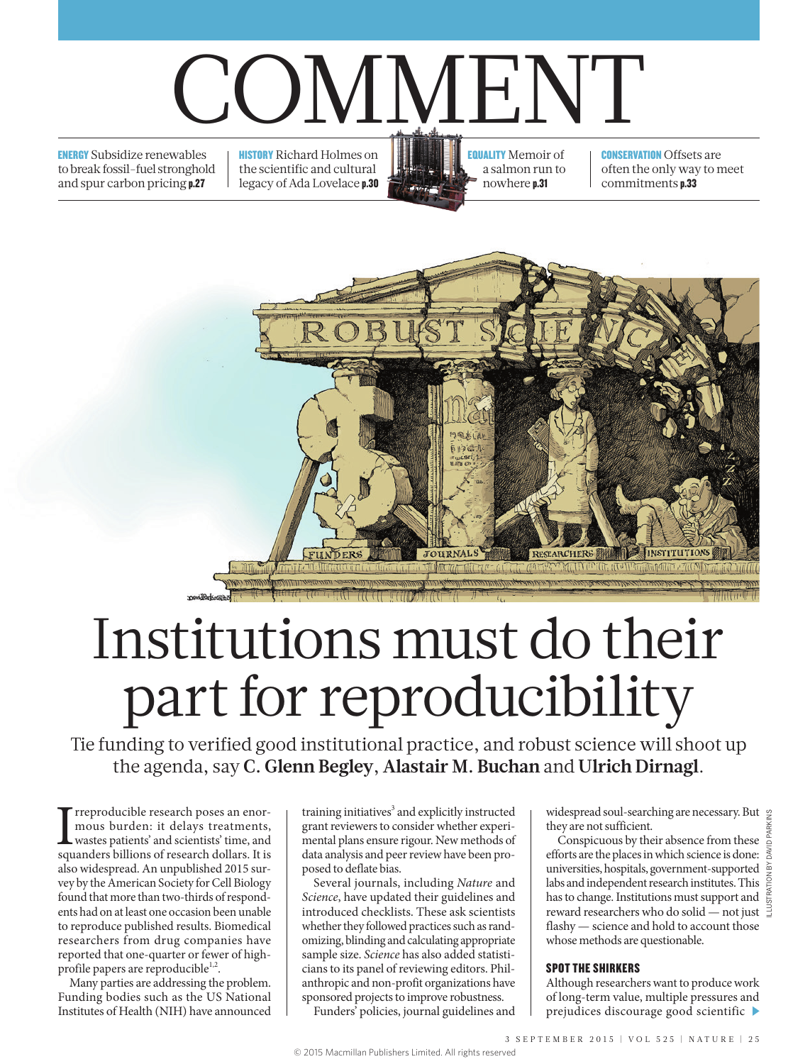# COMMENT

**ENERGY** Subsidize renewables to break fossil-fuel stronghold and spur carbon pricing **p.27**

**HISTORY** Richard Holmes on the scientific and cultural legacy of Ada Lovelace **p.30**

**EQUALITY** Memoir of a salmon run to nowhere **p.31**

**CONSERVATION** Offsets are often the only way to meet commitments **p.33**

ILLUSTRATION BY DAVID PARKINS

# Institutions must do their part for reproducibility

Tie funding to verified good institutional practice, and robust science will shoot up the agenda, say **C. Glenn Begley**, **Alastair M. Buchan** and **Ulrich Dirnagl**.

Irreproducible research poses an enormous burden: it delays treatments, wastes patients' and scientists' time, and squanders billions of research dollars. It is also widespread. An unpublished 2015 survey by the American Society for Cell Biology found that more than two-thirds of respondents had on at least one occasion been unable to reproduce published results. Biomedical researchers from drug companies have reported that one-quarter or fewer of high-profile papers are reproducible[1,2].

Many parties are addressing the problem. Funding bodies such as the US National Institutes of Health (NIH) have announced training initiatives[3] and explicitly instructed grant reviewers to consider whether experimental plans ensure rigour. New methods of data analysis and peer review have been proposed to deflate bias.

Several journals, including *Nature* and *Science*, have updated their guidelines and introduced checklists. These ask scientists whether they followed practices such as randomizing, blinding and calculating appropriate sample size. *Science* has also added statisticians to its panel of reviewing editors. Philanthropic and non-profit organizations have sponsored projects to improve robustness.

Funders' policies, journal guidelines and widespread soul-searching are necessary. But they are not sufficient.

Conspicuous by their absence from these efforts are the places in which science is done: universities, hospitals, government-supported labs and independent research institutes. This has to change. Institutions must support and reward researchers who do solid — not just flashy — science and hold to account those whose methods are questionable.

## SPOT THE SHIRKERS

Although researchers want to produce work of long-term value, multiple pressures and prejudices discourage good scientific ▶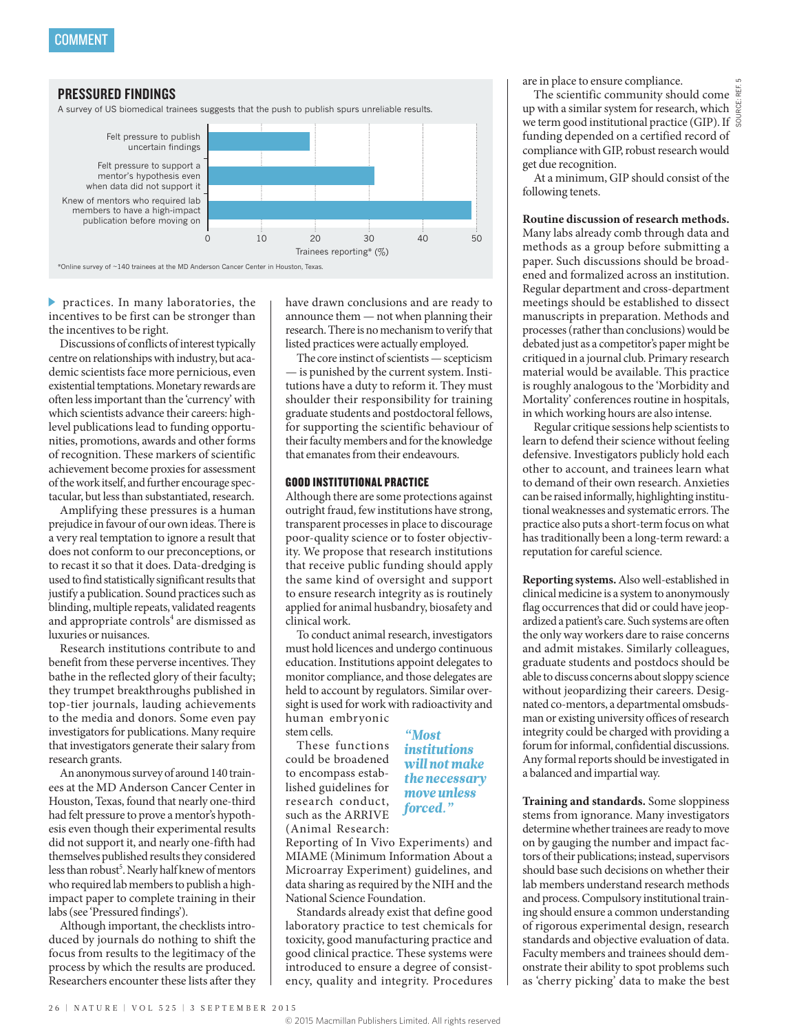## PRESSURED FINDINGS

A survey of US biomedical trainees suggests that the push to publish spurs unreliable results.

| | Trainees reporting* (%) |
|---|---|
| Felt pressure to publish uncertain findings | ~19 |
| Felt pressure to support a mentor's hypothesis even when data did not support it | ~31 |
| Knew of mentors who required lab members to have a high-impact publication before moving on | ~49 |

*Online survey of ~140 trainees at the MD Anderson Cancer Center in Houston, Texas.

SOURCE: REF. 5

practices. In many laboratories, the incentives to be first can be stronger than the incentives to be right.

Discussions of conflicts of interest typically centre on relationships with industry, but academic scientists face more pernicious, even existential temptations. Monetary rewards are often less important than the 'currency' with which scientists advance their careers: high-level publications lead to funding opportunities, promotions, awards and other forms of recognition. These markers of scientific achievement become proxies for assessment of the work itself, and further encourage spectacular, but less than substantiated, research.

Amplifying these pressures is a human prejudice in favour of our own ideas. There is a very real temptation to ignore a result that does not conform to our preconceptions, or to recast it so that it does. Data-dredging is used to find statistically significant results that justify a publication. Sound practices such as blinding, multiple repeats, validated reagents and appropriate controls[4] are dismissed as luxuries or nuisances.

Research institutions contribute to and benefit from these perverse incentives. They bathe in the reflected glory of their faculty; they trumpet breakthroughs published in top-tier journals, lauding achievements to the media and donors. Some even pay investigators for publications. Many require that investigators generate their salary from research grants.

An anonymous survey of around 140 trainees at the MD Anderson Cancer Center in Houston, Texas, found that nearly one-third had felt pressure to prove a mentor's hypothesis even though their experimental results did not support it, and nearly one-fifth had themselves published results they considered less than robust[5]. Nearly half knew of mentors who required lab members to publish a high-impact paper to complete training in their labs (see 'Pressured findings').

Although important, the checklists introduced by journals do nothing to shift the focus from results to the legitimacy of the process by which the results are produced. Researchers encounter these lists after they have drawn conclusions and are ready to announce them — not when planning their research. There is no mechanism to verify that listed practices were actually employed.

The core instinct of scientists — scepticism — is punished by the current system. Institutions have a duty to reform it. They must shoulder their responsibility for training graduate students and postdoctoral fellows, for supporting the scientific behaviour of their faculty members and for the knowledge that emanates from their endeavours.

## GOOD INSTITUTIONAL PRACTICE

Although there are some protections against outright fraud, few institutions have strong, transparent processes in place to discourage poor-quality science or to foster objectivity. We propose that research institutions that receive public funding should apply the same kind of oversight and support to ensure research integrity as is routinely applied for animal husbandry, biosafety and clinical work.

To conduct animal research, investigators must hold licences and undergo continuous education. Institutions appoint delegates to monitor compliance, and those delegates are held to account by regulators. Similar oversight is used for work with radioactivity and human embryonic stem cells.

> *"Most institutions will not make the necessary move unless forced."*

These functions could be broadened to encompass established guidelines for research conduct, such as the ARRIVE (Animal Research: Reporting of In Vivo Experiments) and MIAME (Minimum Information About a Microarray Experiment) guidelines, and data sharing as required by the NIH and the National Science Foundation.

Standards already exist that define good laboratory practice to test chemicals for toxicity, good manufacturing practice and good clinical practice. These systems were introduced to ensure a degree of consistency, quality and integrity. Procedures are in place to ensure compliance.

The scientific community should come up with a similar system for research, which we term good institutional practice (GIP). If funding depended on a certified record of compliance with GIP, robust research would get due recognition.

At a minimum, GIP should consist of the following tenets.

**Routine discussion of research methods.** Many labs already comb through data and methods as a group before submitting a paper. Such discussions should be broadened and formalized across an institution. Regular department and cross-department meetings should be established to dissect manuscripts in preparation. Methods and processes (rather than conclusions) would be debated just as a competitor's paper might be critiqued in a journal club. Primary research material would be available. This practice is roughly analogous to the 'Morbidity and Mortality' conferences routine in hospitals, in which working hours are also intense.

Regular critique sessions help scientists to learn to defend their science without feeling defensive. Investigators publicly hold each other to account, and trainees learn what to demand of their own research. Anxieties can be raised informally, highlighting institutional weaknesses and systematic errors. The practice also puts a short-term focus on what has traditionally been a long-term reward: a reputation for careful science.

**Reporting systems.** Also well-established in clinical medicine is a system to anonymously flag occurrences that did or could have jeopardized a patient's care. Such systems are often the only way workers dare to raise concerns and admit mistakes. Similarly colleagues, graduate students and postdocs should be able to discuss concerns about sloppy science without jeopardizing their careers. Designated co-mentors, a departmental ombudsman or existing university offices of research integrity could be charged with providing a forum for informal, confidential discussions. Any formal reports should be investigated in a balanced and impartial way.

**Training and standards.** Some sloppiness stems from ignorance. Many investigators determine whether trainees are ready to move on by gauging the number and impact factors of their publications; instead, supervisors should base such decisions on whether their lab members understand research methods and process. Compulsory institutional training should ensure a common understanding of rigorous experimental design, research standards and objective evaluation of data. Faculty members and trainees should demonstrate their ability to spot problems such as 'cherry picking' data to make the best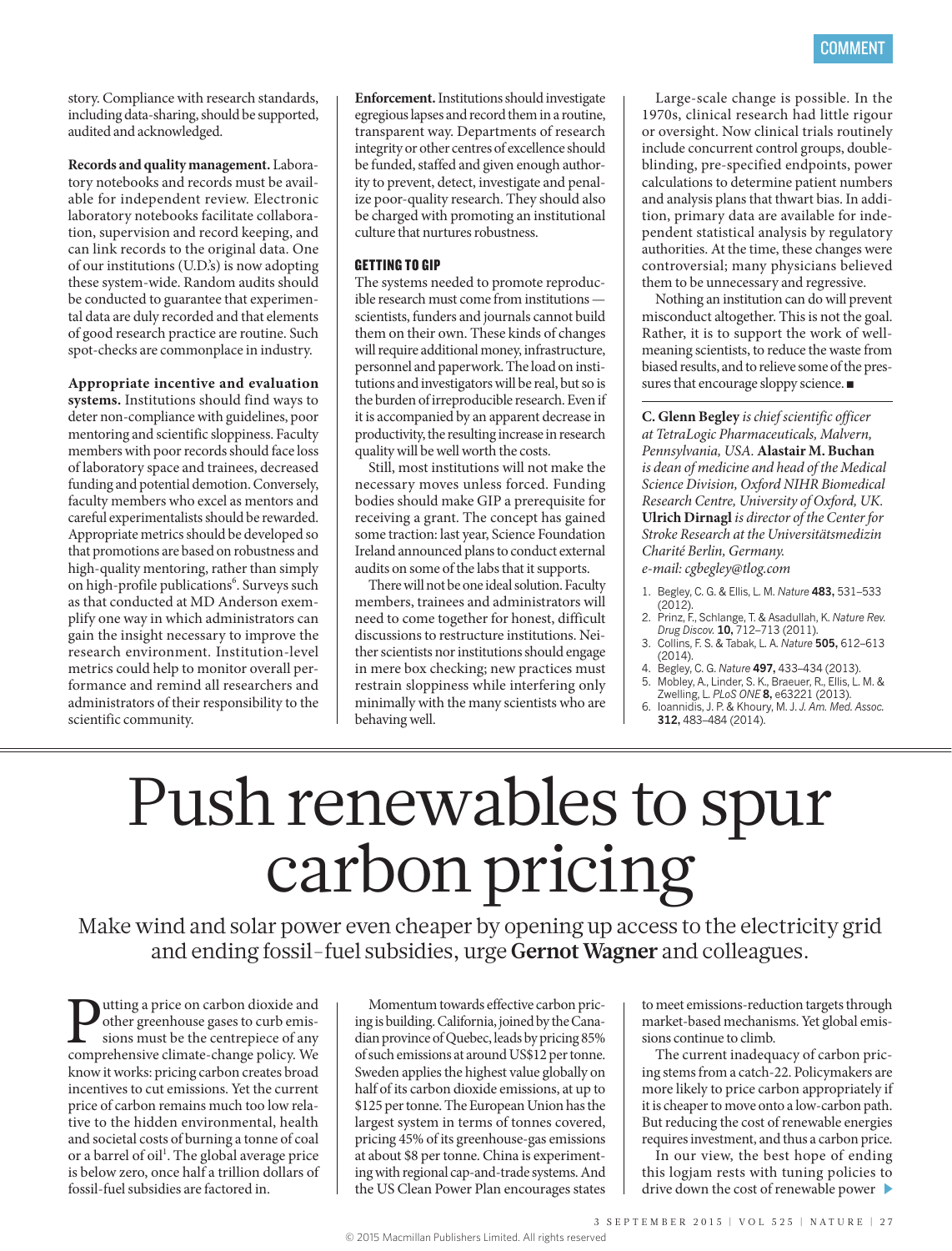story. Compliance with research standards, including data-sharing, should be supported, audited and acknowledged.

**Records and quality management.** Laboratory notebooks and records must be available for independent review. Electronic laboratory notebooks facilitate collaboration, supervision and record keeping, and can link records to the original data. One of our institutions (U.D.'s) is now adopting these system-wide. Random audits should be conducted to guarantee that experimental data are duly recorded and that elements of good research practice are routine. Such spot-checks are commonplace in industry.

**Appropriate incentive and evaluation systems.** Institutions should find ways to deter non-compliance with guidelines, poor mentoring and scientific sloppiness. Faculty members with poor records should face loss of laboratory space and trainees, decreased funding and potential demotion. Conversely, faculty members who excel as mentors and careful experimentalists should be rewarded. Appropriate metrics should be developed so that promotions are based on robustness and high-quality mentoring, rather than simply on high-profile publications[6]. Surveys such as that conducted at MD Anderson exemplify one way in which administrators can gain the insight necessary to improve the research environment. Institution-level metrics could help to monitor overall performance and remind all researchers and administrators of their responsibility to the scientific community.

**Enforcement.** Institutions should investigate egregious lapses and record them in a routine, transparent way. Departments of research integrity or other centres of excellence should be funded, staffed and given enough authority to prevent, detect, investigate and penalize poor-quality research. They should also be charged with promoting an institutional culture that nurtures robustness.

## GETTING TO GIP

The systems needed to promote reproducible research must come from institutions — scientists, funders and journals cannot build them on their own. These kinds of changes will require additional money, infrastructure, personnel and paperwork. The load on institutions and investigators will be real, but so is the burden of irreproducible research. Even if it is accompanied by an apparent decrease in productivity, the resulting increase in research quality will be well worth the costs.

Still, most institutions will not make the necessary moves unless forced. Funding bodies should make GIP a prerequisite for receiving a grant. The concept has gained some traction: last year, Science Foundation Ireland announced plans to conduct external audits on some of the labs that it supports.

There will not be one ideal solution. Faculty members, trainees and administrators will need to come together for honest, difficult discussions to restructure institutions. Neither scientists nor institutions should engage in mere box checking; new practices must restrain sloppiness while interfering only minimally with the many scientists who are behaving well.

Large-scale change is possible. In the 1970s, clinical research had little rigour or oversight. Now clinical trials routinely include concurrent control groups, double-blinding, pre-specified endpoints, power calculations to determine patient numbers and analysis plans that thwart bias. In addition, primary data are available for independent statistical analysis by regulatory authorities. At the time, these changes were controversial; many physicians believed them to be unnecessary and regressive.

Nothing an institution can do will prevent misconduct altogether. This is not the goal. Rather, it is to support the work of well-meaning scientists, to reduce the waste from biased results, and to relieve some of the pressures that encourage sloppy science. ■

**C. Glenn Begley** *is chief scientific officer at TetraLogic Pharmaceuticals, Malvern, Pennsylvania, USA.* **Alastair M. Buchan** *is dean of medicine and head of the Medical Science Division, Oxford NIHR Biomedical Research Centre, University of Oxford, UK.* **Ulrich Dirnagl** *is director of the Center for Stroke Research at the Universitätsmedizin Charité Berlin, Germany.*
*e-mail: cgbegley@tlog.com*

1. Begley, C. G. & Ellis, L. M. *Nature* **483,** 531–533 (2012).
2. Prinz, F., Schlange, T. & Asadullah, K. *Nature Rev. Drug Discov.* **10,** 712–713 (2011).
3. Collins, F. S. & Tabak, L. A. *Nature* **505,** 612–613 (2014).
4. Begley, C. G. *Nature* **497,** 433–434 (2013).
5. Mobley, A., Linder, S. K., Braeuer, R., Ellis, L. M. & Zwelling, L. *PLoS ONE* **8,** e63221 (2013).
6. Ioannidis, J. P. & Khoury, M. J. *J. Am. Med. Assoc.* **312,** 483–484 (2014).

# Push renewables to spur carbon pricing

Make wind and solar power even cheaper by opening up access to the electricity grid and ending fossil-fuel subsidies, urge **Gernot Wagner** and colleagues.

Putting a price on carbon dioxide and other greenhouse gases to curb emissions must be the centrepiece of any comprehensive climate-change policy. We know it works: pricing carbon creates broad incentives to cut emissions. Yet the current price of carbon remains much too low relative to the hidden environmental, health and societal costs of burning a tonne of coal or a barrel of oil[1]. The global average price is below zero, once half a trillion dollars of fossil-fuel subsidies are factored in.

Momentum towards effective carbon pricing is building. California, joined by the Canadian province of Quebec, leads by pricing 85% of such emissions at around US$12 per tonne. Sweden applies the highest value globally on half of its carbon dioxide emissions, at up to $125 per tonne. The European Union has the largest system in terms of tonnes covered, pricing 45% of its greenhouse-gas emissions at about $8 per tonne. China is experimenting with regional cap-and-trade systems. And the US Clean Power Plan encourages states to meet emissions-reduction targets through market-based mechanisms. Yet global emissions continue to climb.

The current inadequacy of carbon pricing stems from a catch-22. Policymakers are more likely to price carbon appropriately if it is cheaper to move onto a low-carbon path. But reducing the cost of renewable energies requires investment, and thus a carbon price.

In our view, the best hope of ending this logjam rests with tuning policies to drive down the cost of renewable power ▶